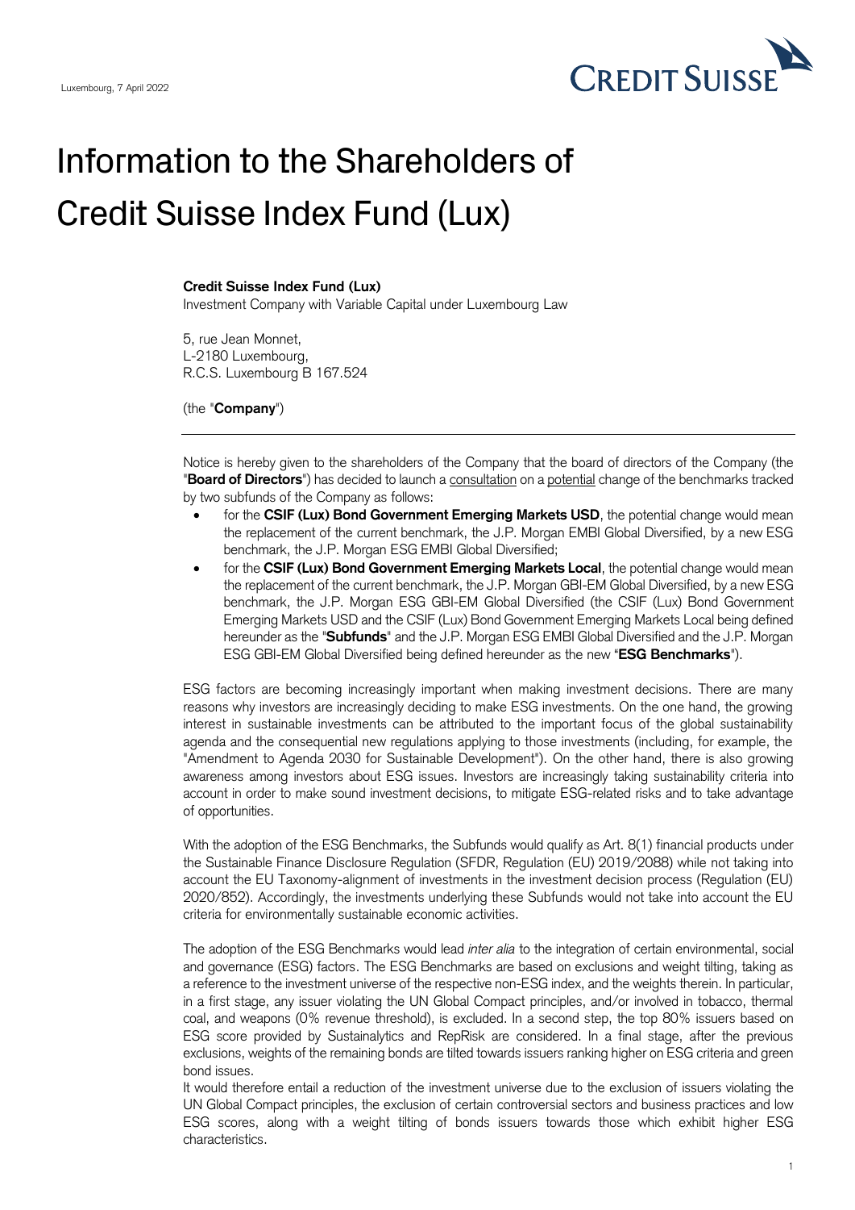Luxembourg, 7 April 2022

# Information to the Shareholders of Credit Suisse Index Fund (Lux)

**Credit Suisse Index Fund (Lux)**
Investment Company with Variable Capital under Luxembourg Law

5, rue Jean Monnet,
L-2180 Luxembourg,
R.C.S. Luxembourg B 167.524

(the "**Company**")

---

Notice is hereby given to the shareholders of the Company that the board of directors of the Company (the "**Board of Directors**") has decided to launch a consultation on a potential change of the benchmarks tracked by two subfunds of the Company as follows:

- for the **CSIF (Lux) Bond Government Emerging Markets USD**, the potential change would mean the replacement of the current benchmark, the J.P. Morgan EMBI Global Diversified, by a new ESG benchmark, the J.P. Morgan ESG EMBI Global Diversified;
- for the **CSIF (Lux) Bond Government Emerging Markets Local**, the potential change would mean the replacement of the current benchmark, the J.P. Morgan GBI-EM Global Diversified, by a new ESG benchmark, the J.P. Morgan ESG GBI-EM Global Diversified (the CSIF (Lux) Bond Government Emerging Markets USD and the CSIF (Lux) Bond Government Emerging Markets Local being defined hereunder as the "**Subfunds**" and the J.P. Morgan ESG EMBI Global Diversified and the J.P. Morgan ESG GBI-EM Global Diversified being defined hereunder as the new "**ESG Benchmarks**").

ESG factors are becoming increasingly important when making investment decisions. There are many reasons why investors are increasingly deciding to make ESG investments. On the one hand, the growing interest in sustainable investments can be attributed to the important focus of the global sustainability agenda and the consequential new regulations applying to those investments (including, for example, the "Amendment to Agenda 2030 for Sustainable Development"). On the other hand, there is also growing awareness among investors about ESG issues. Investors are increasingly taking sustainability criteria into account in order to make sound investment decisions, to mitigate ESG-related risks and to take advantage of opportunities.

With the adoption of the ESG Benchmarks, the Subfunds would qualify as Art. 8(1) financial products under the Sustainable Finance Disclosure Regulation (SFDR, Regulation (EU) 2019/2088) while not taking into account the EU Taxonomy-alignment of investments in the investment decision process (Regulation (EU) 2020/852). Accordingly, the investments underlying these Subfunds would not take into account the EU criteria for environmentally sustainable economic activities.

The adoption of the ESG Benchmarks would lead *inter alia* to the integration of certain environmental, social and governance (ESG) factors. The ESG Benchmarks are based on exclusions and weight tilting, taking as a reference to the investment universe of the respective non-ESG index, and the weights therein. In particular, in a first stage, any issuer violating the UN Global Compact principles, and/or involved in tobacco, thermal coal, and weapons (0% revenue threshold), is excluded. In a second step, the top 80% issuers based on ESG score provided by Sustainalytics and RepRisk are considered. In a final stage, after the previous exclusions, weights of the remaining bonds are tilted towards issuers ranking higher on ESG criteria and green bond issues.

It would therefore entail a reduction of the investment universe due to the exclusion of issuers violating the UN Global Compact principles, the exclusion of certain controversial sectors and business practices and low ESG scores, along with a weight tilting of bonds issuers towards those which exhibit higher ESG characteristics.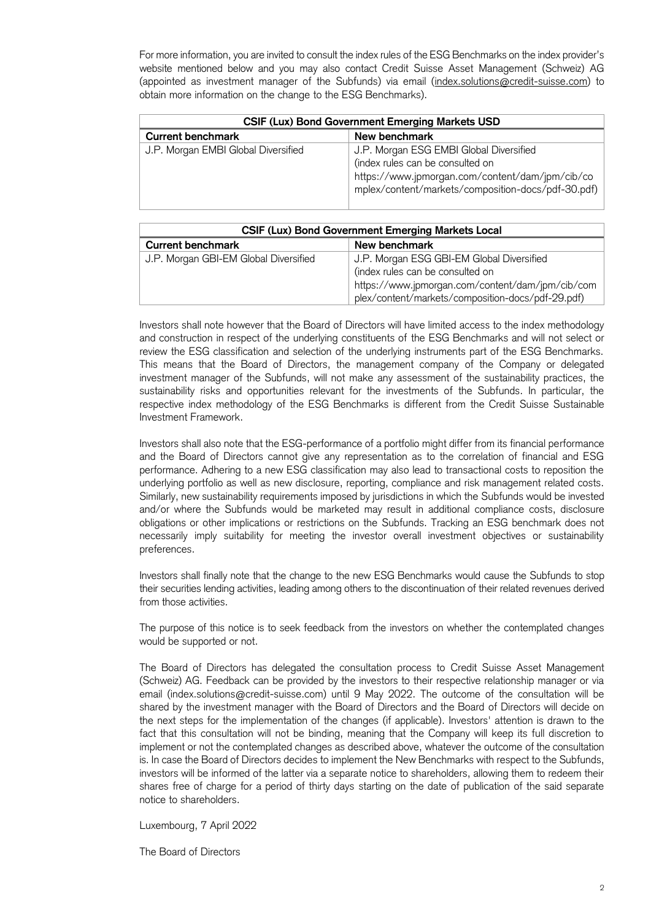For more information, you are invited to consult the index rules of the ESG Benchmarks on the index provider's website mentioned below and you may also contact Credit Suisse Asset Management (Schweiz) AG (appointed as investment manager of the Subfunds) via email (index.solutions@credit-suisse.com) to obtain more information on the change to the ESG Benchmarks).

| CSIF (Lux) Bond Government Emerging Markets USD | |
|---|---|
| **Current benchmark** | **New benchmark** |
| J.P. Morgan EMBI Global Diversified | J.P. Morgan ESG EMBI Global Diversified (index rules can be consulted on https://www.jpmorgan.com/content/dam/jpm/cib/complex/content/markets/composition-docs/pdf-30.pdf) |

| CSIF (Lux) Bond Government Emerging Markets Local | |
|---|---|
| **Current benchmark** | **New benchmark** |
| J.P. Morgan GBI-EM Global Diversified | J.P. Morgan ESG GBI-EM Global Diversified (index rules can be consulted on https://www.jpmorgan.com/content/dam/jpm/cib/complex/content/markets/composition-docs/pdf-29.pdf) |

Investors shall note however that the Board of Directors will have limited access to the index methodology and construction in respect of the underlying constituents of the ESG Benchmarks and will not select or review the ESG classification and selection of the underlying instruments part of the ESG Benchmarks. This means that the Board of Directors, the management company of the Company or delegated investment manager of the Subfunds, will not make any assessment of the sustainability practices, the sustainability risks and opportunities relevant for the investments of the Subfunds. In particular, the respective index methodology of the ESG Benchmarks is different from the Credit Suisse Sustainable Investment Framework.

Investors shall also note that the ESG-performance of a portfolio might differ from its financial performance and the Board of Directors cannot give any representation as to the correlation of financial and ESG performance. Adhering to a new ESG classification may also lead to transactional costs to reposition the underlying portfolio as well as new disclosure, reporting, compliance and risk management related costs. Similarly, new sustainability requirements imposed by jurisdictions in which the Subfunds would be invested and/or where the Subfunds would be marketed may result in additional compliance costs, disclosure obligations or other implications or restrictions on the Subfunds. Tracking an ESG benchmark does not necessarily imply suitability for meeting the investor overall investment objectives or sustainability preferences.

Investors shall finally note that the change to the new ESG Benchmarks would cause the Subfunds to stop their securities lending activities, leading among others to the discontinuation of their related revenues derived from those activities.

The purpose of this notice is to seek feedback from the investors on whether the contemplated changes would be supported or not.

The Board of Directors has delegated the consultation process to Credit Suisse Asset Management (Schweiz) AG. Feedback can be provided by the investors to their respective relationship manager or via email (index.solutions@credit-suisse.com) until 9 May 2022. The outcome of the consultation will be shared by the investment manager with the Board of Directors and the Board of Directors will decide on the next steps for the implementation of the changes (if applicable). Investors' attention is drawn to the fact that this consultation will not be binding, meaning that the Company will keep its full discretion to implement or not the contemplated changes as described above, whatever the outcome of the consultation is. In case the Board of Directors decides to implement the New Benchmarks with respect to the Subfunds, investors will be informed of the latter via a separate notice to shareholders, allowing them to redeem their shares free of charge for a period of thirty days starting on the date of publication of the said separate notice to shareholders.

Luxembourg, 7 April 2022

The Board of Directors